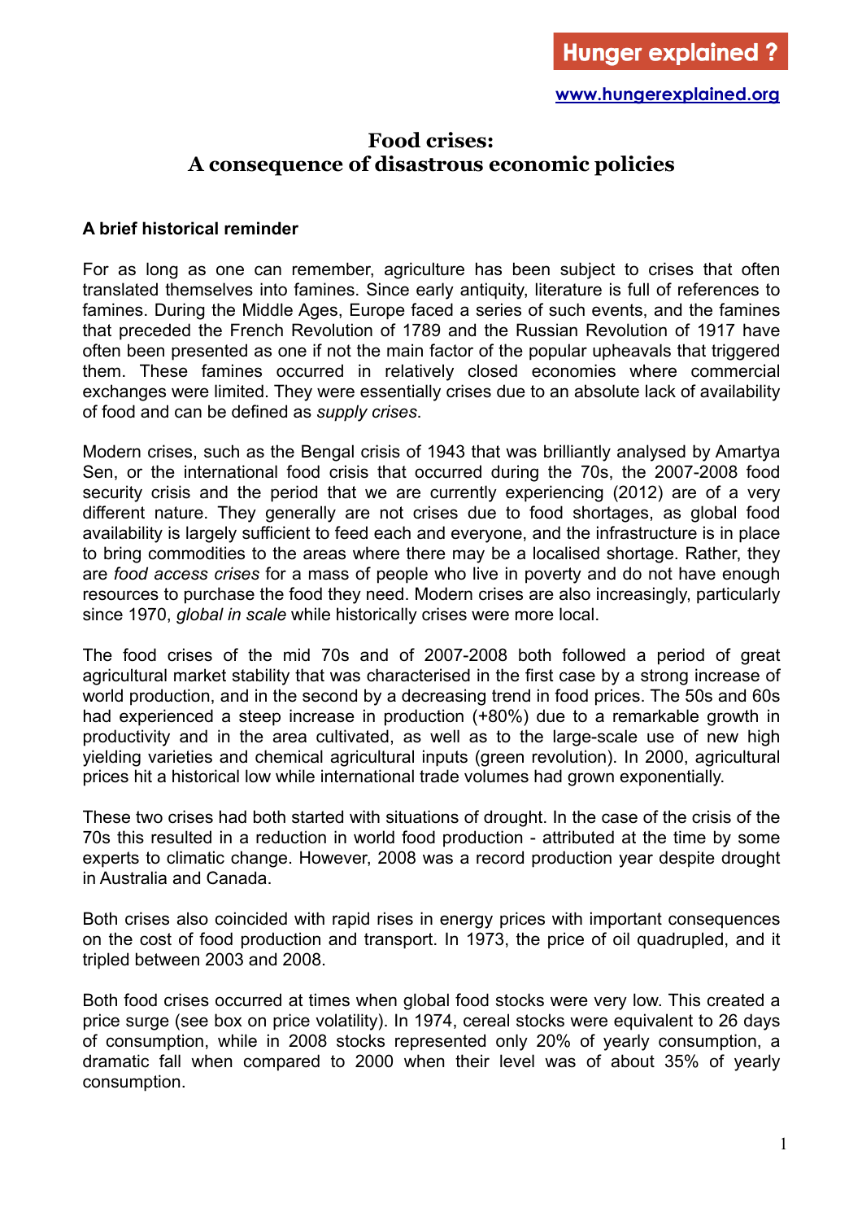Hunger explained ?

www.hungerexplained.org

# Food crises: A consequence of disastrous economic policies

## A brief historical reminder

For as long as one can remember, agriculture has been subject to crises that often translated themselves into famines. Since early antiquity, literature is full of references to famines. During the Middle Ages, Europe faced a series of such events, and the famines that preceded the French Revolution of 1789 and the Russian Revolution of 1917 have often been presented as one if not the main factor of the popular upheavals that triggered them. These famines occurred in relatively closed economies where commercial exchanges were limited. They were essentially crises due to an absolute lack of availability of food and can be defined as *supply crises*.

Modern crises, such as the Bengal crisis of 1943 that was brilliantly analysed by Amartya Sen, or the international food crisis that occurred during the 70s, the 2007-2008 food security crisis and the period that we are currently experiencing (2012) are of a very different nature. They generally are not crises due to food shortages, as global food availability is largely sufficient to feed each and everyone, and the infrastructure is in place to bring commodities to the areas where there may be a localised shortage. Rather, they are *food access crises* for a mass of people who live in poverty and do not have enough resources to purchase the food they need. Modern crises are also increasingly, particularly since 1970, *global in scale* while historically crises were more local.

The food crises of the mid 70s and of 2007-2008 both followed a period of great agricultural market stability that was characterised in the first case by a strong increase of world production, and in the second by a decreasing trend in food prices. The 50s and 60s had experienced a steep increase in production (+80%) due to a remarkable growth in productivity and in the area cultivated, as well as to the large-scale use of new high yielding varieties and chemical agricultural inputs (green revolution). In 2000, agricultural prices hit a historical low while international trade volumes had grown exponentially.

These two crises had both started with situations of drought. In the case of the crisis of the 70s this resulted in a reduction in world food production - attributed at the time by some experts to climatic change. However, 2008 was a record production year despite drought in Australia and Canada.

Both crises also coincided with rapid rises in energy prices with important consequences on the cost of food production and transport. In 1973, the price of oil quadrupled, and it tripled between 2003 and 2008.

Both food crises occurred at times when global food stocks were very low. This created a price surge (see box on price volatility). In 1974, cereal stocks were equivalent to 26 days of consumption, while in 2008 stocks represented only 20% of yearly consumption, a dramatic fall when compared to 2000 when their level was of about 35% of yearly consumption.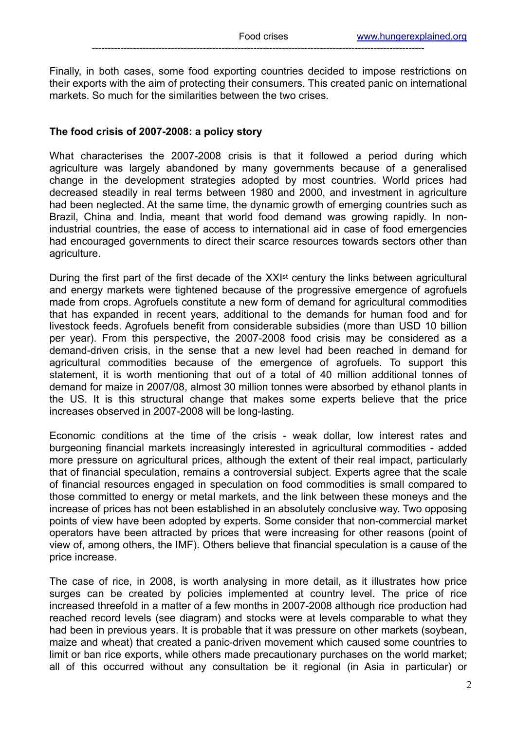Finally, in both cases, some food exporting countries decided to impose restrictions on their exports with the aim of protecting their consumers. This created panic on international markets. So much for the similarities between the two crises.

## The food crisis of 2007-2008: a policy story

What characterises the 2007-2008 crisis is that it followed a period during which agriculture was largely abandoned by many governments because of a generalised change in the development strategies adopted by most countries. World prices had decreased steadily in real terms between 1980 and 2000, and investment in agriculture had been neglected. At the same time, the dynamic growth of emerging countries such as Brazil, China and India, meant that world food demand was growing rapidly. In non-industrial countries, the ease of access to international aid in case of food emergencies had encouraged governments to direct their scarce resources towards sectors other than agriculture.

During the first part of the first decade of the XXIst century the links between agricultural and energy markets were tightened because of the progressive emergence of agrofuels made from crops. Agrofuels constitute a new form of demand for agricultural commodities that has expanded in recent years, additional to the demands for human food and for livestock feeds. Agrofuels benefit from considerable subsidies (more than USD 10 billion per year). From this perspective, the 2007-2008 food crisis may be considered as a demand-driven crisis, in the sense that a new level had been reached in demand for agricultural commodities because of the emergence of agrofuels. To support this statement, it is worth mentioning that out of a total of 40 million additional tonnes of demand for maize in 2007/08, almost 30 million tonnes were absorbed by ethanol plants in the US. It is this structural change that makes some experts believe that the price increases observed in 2007-2008 will be long-lasting.

Economic conditions at the time of the crisis - weak dollar, low interest rates and burgeoning financial markets increasingly interested in agricultural commodities - added more pressure on agricultural prices, although the extent of their real impact, particularly that of financial speculation, remains a controversial subject. Experts agree that the scale of financial resources engaged in speculation on food commodities is small compared to those committed to energy or metal markets, and the link between these moneys and the increase of prices has not been established in an absolutely conclusive way. Two opposing points of view have been adopted by experts. Some consider that non-commercial market operators have been attracted by prices that were increasing for other reasons (point of view of, among others, the IMF). Others believe that financial speculation is a cause of the price increase.

The case of rice, in 2008, is worth analysing in more detail, as it illustrates how price surges can be created by policies implemented at country level. The price of rice increased threefold in a matter of a few months in 2007-2008 although rice production had reached record levels (see diagram) and stocks were at levels comparable to what they had been in previous years. It is probable that it was pressure on other markets (soybean, maize and wheat) that created a panic-driven movement which caused some countries to limit or ban rice exports, while others made precautionary purchases on the world market; all of this occurred without any consultation be it regional (in Asia in particular) or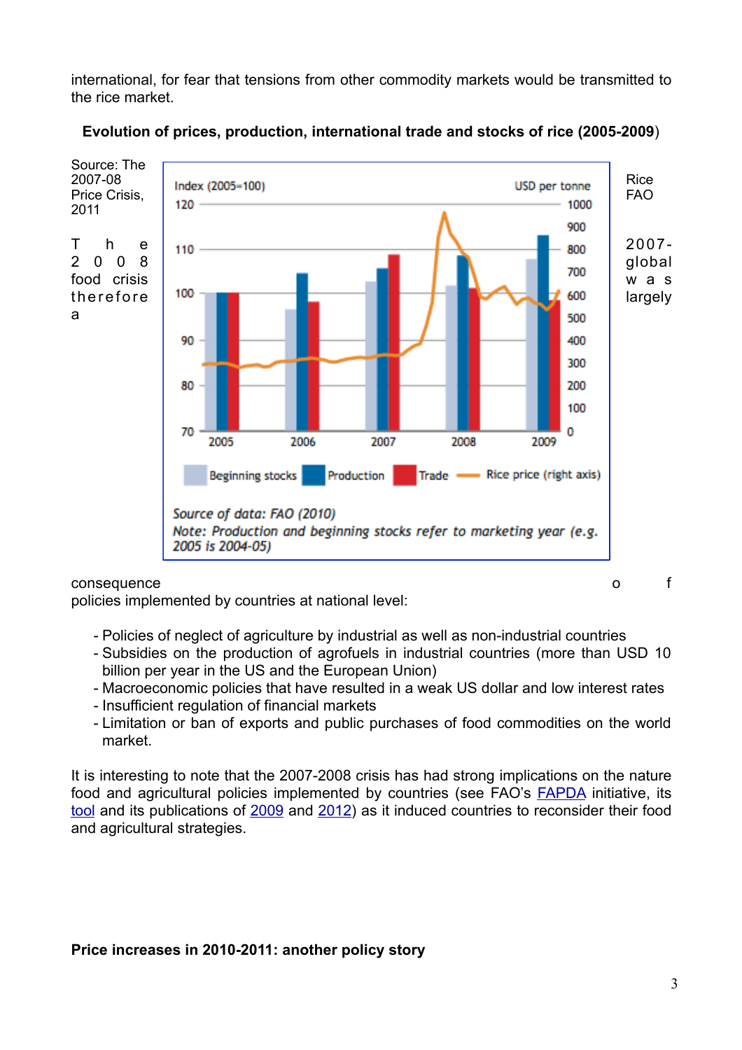international, for fear that tensions from other commodity markets would be transmitted to the rice market.

**Evolution of prices, production, international trade and stocks of rice (2005-2009)**

Source: The Rice 2007-08 Price Crisis, FAO 2011

*Source of data: FAO (2010)*
*Note: Production and beginning stocks refer to marketing year (e.g. 2005 is 2004-05)*

The 2007-2008 global food crisis was therefore largely a consequence of policies implemented by countries at national level:

- Policies of neglect of agriculture by industrial as well as non-industrial countries
- Subsidies on the production of agrofuels in industrial countries (more than USD 10 billion per year in the US and the European Union)
- Macroeconomic policies that have resulted in a weak US dollar and low interest rates
- Insufficient regulation of financial markets
- Limitation or ban of exports and public purchases of food commodities on the world market.

It is interesting to note that the 2007-2008 crisis has had strong implications on the nature food and agricultural policies implemented by countries (see FAO's FAPDA initiative, its tool and its publications of 2009 and 2012) as it induced countries to reconsider their food and agricultural strategies.

**Price increases in 2010-2011: another policy story**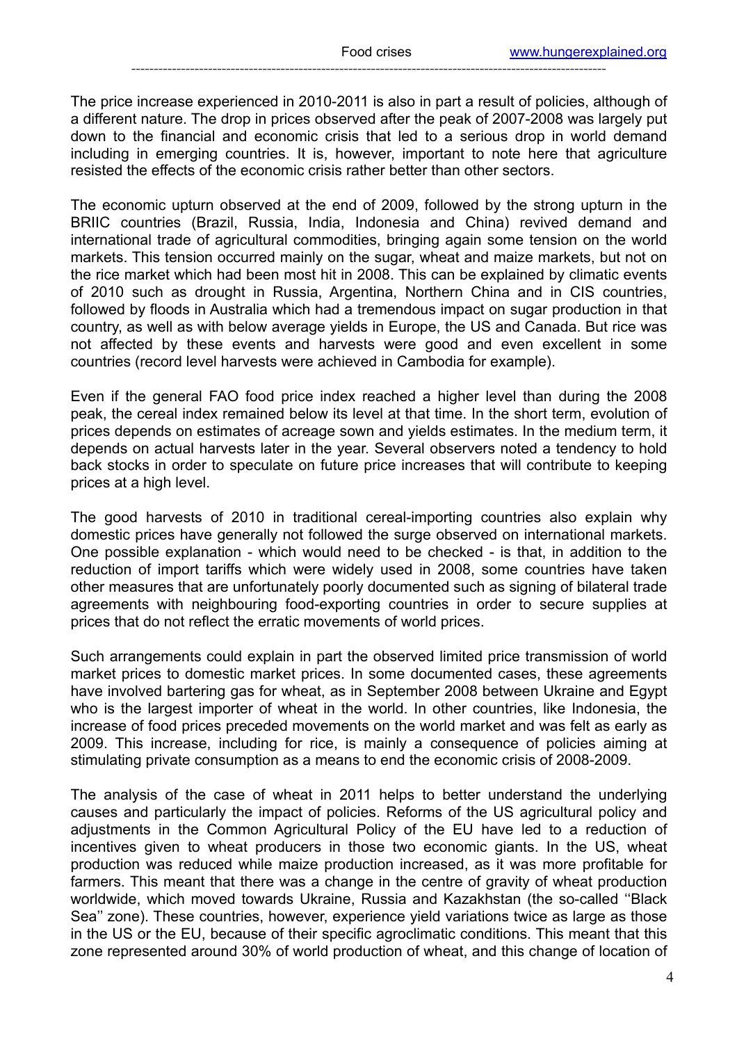The price increase experienced in 2010-2011 is also in part a result of policies, although of a different nature. The drop in prices observed after the peak of 2007-2008 was largely put down to the financial and economic crisis that led to a serious drop in world demand including in emerging countries. It is, however, important to note here that agriculture resisted the effects of the economic crisis rather better than other sectors.

The economic upturn observed at the end of 2009, followed by the strong upturn in the BRIIC countries (Brazil, Russia, India, Indonesia and China) revived demand and international trade of agricultural commodities, bringing again some tension on the world markets. This tension occurred mainly on the sugar, wheat and maize markets, but not on the rice market which had been most hit in 2008. This can be explained by climatic events of 2010 such as drought in Russia, Argentina, Northern China and in CIS countries, followed by floods in Australia which had a tremendous impact on sugar production in that country, as well as with below average yields in Europe, the US and Canada. But rice was not affected by these events and harvests were good and even excellent in some countries (record level harvests were achieved in Cambodia for example).

Even if the general FAO food price index reached a higher level than during the 2008 peak, the cereal index remained below its level at that time. In the short term, evolution of prices depends on estimates of acreage sown and yields estimates. In the medium term, it depends on actual harvests later in the year. Several observers noted a tendency to hold back stocks in order to speculate on future price increases that will contribute to keeping prices at a high level.

The good harvests of 2010 in traditional cereal-importing countries also explain why domestic prices have generally not followed the surge observed on international markets. One possible explanation - which would need to be checked - is that, in addition to the reduction of import tariffs which were widely used in 2008, some countries have taken other measures that are unfortunately poorly documented such as signing of bilateral trade agreements with neighbouring food-exporting countries in order to secure supplies at prices that do not reflect the erratic movements of world prices.

Such arrangements could explain in part the observed limited price transmission of world market prices to domestic market prices. In some documented cases, these agreements have involved bartering gas for wheat, as in September 2008 between Ukraine and Egypt who is the largest importer of wheat in the world. In other countries, like Indonesia, the increase of food prices preceded movements on the world market and was felt as early as 2009. This increase, including for rice, is mainly a consequence of policies aiming at stimulating private consumption as a means to end the economic crisis of 2008-2009.

The analysis of the case of wheat in 2011 helps to better understand the underlying causes and particularly the impact of policies. Reforms of the US agricultural policy and adjustments in the Common Agricultural Policy of the EU have led to a reduction of incentives given to wheat producers in those two economic giants. In the US, wheat production was reduced while maize production increased, as it was more profitable for farmers. This meant that there was a change in the centre of gravity of wheat production worldwide, which moved towards Ukraine, Russia and Kazakhstan (the so-called ''Black Sea'' zone). These countries, however, experience yield variations twice as large as those in the US or the EU, because of their specific agroclimatic conditions. This meant that this zone represented around 30% of world production of wheat, and this change of location of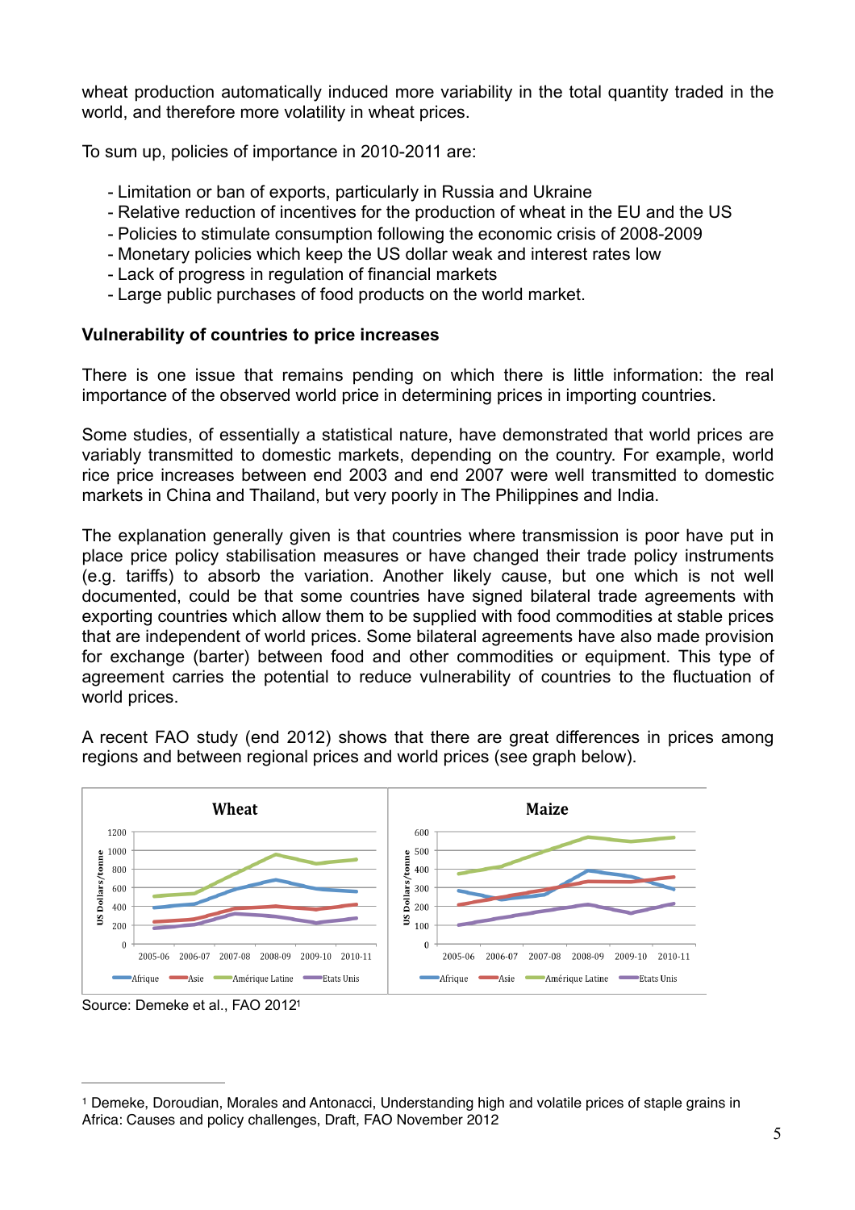wheat production automatically induced more variability in the total quantity traded in the world, and therefore more volatility in wheat prices.

To sum up, policies of importance in 2010-2011 are:

- Limitation or ban of exports, particularly in Russia and Ukraine
- Relative reduction of incentives for the production of wheat in the EU and the US
- Policies to stimulate consumption following the economic crisis of 2008-2009
- Monetary policies which keep the US dollar weak and interest rates low
- Lack of progress in regulation of financial markets
- Large public purchases of food products on the world market.

**Vulnerability of countries to price increases**

There is one issue that remains pending on which there is little information: the real importance of the observed world price in determining prices in importing countries.

Some studies, of essentially a statistical nature, have demonstrated that world prices are variably transmitted to domestic markets, depending on the country. For example, world rice price increases between end 2003 and end 2007 were well transmitted to domestic markets in China and Thailand, but very poorly in The Philippines and India.

The explanation generally given is that countries where transmission is poor have put in place price policy stabilisation measures or have changed their trade policy instruments (e.g. tariffs) to absorb the variation. Another likely cause, but one which is not well documented, could be that some countries have signed bilateral trade agreements with exporting countries which allow them to be supplied with food commodities at stable prices that are independent of world prices. Some bilateral agreements have also made provision for exchange (barter) between food and other commodities or equipment. This type of agreement carries the potential to reduce vulnerability of countries to the fluctuation of world prices.

A recent FAO study (end 2012) shows that there are great differences in prices among regions and between regional prices and world prices (see graph below).

Source: Demeke et al., FAO 2012[1]

[1] Demeke, Doroudian, Morales and Antonacci, Understanding high and volatile prices of staple grains in Africa: Causes and policy challenges, Draft, FAO November 2012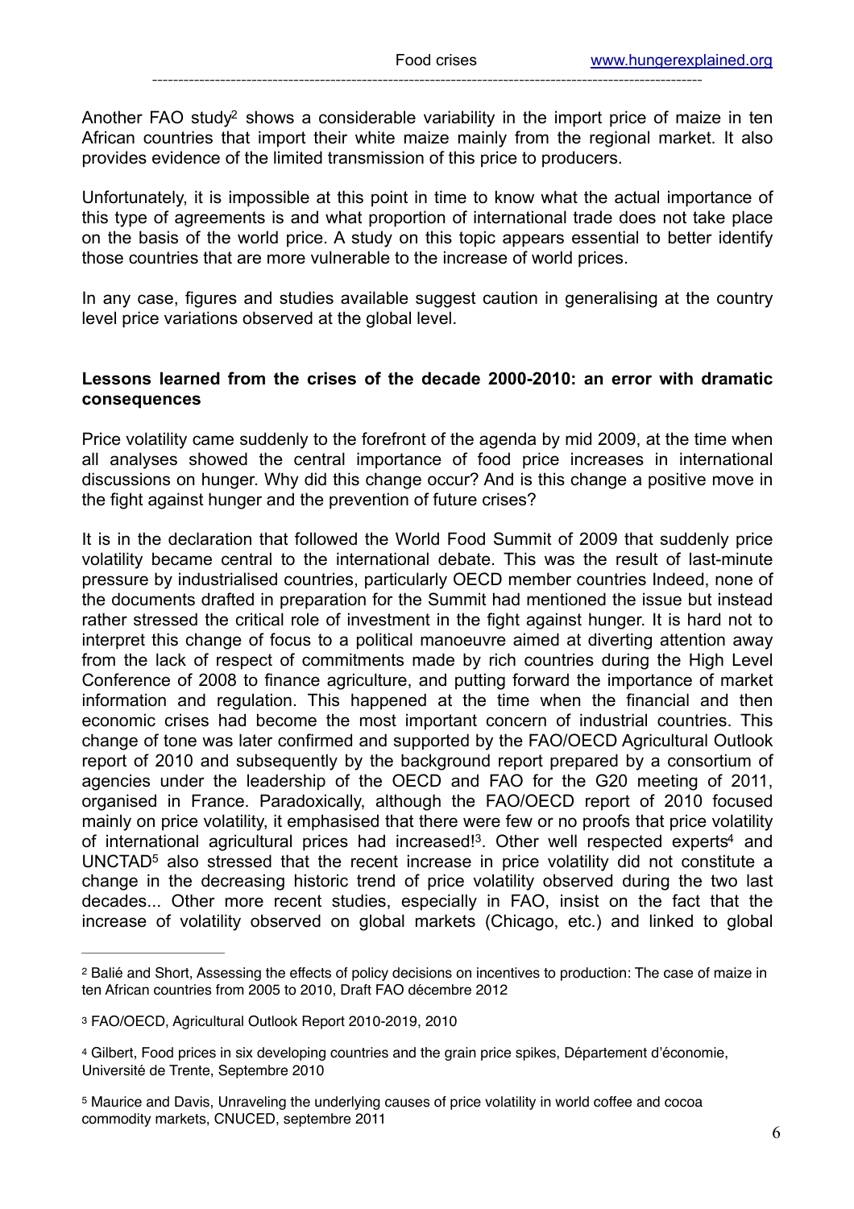Another FAO study[2] shows a considerable variability in the import price of maize in ten African countries that import their white maize mainly from the regional market. It also provides evidence of the limited transmission of this price to producers.

Unfortunately, it is impossible at this point in time to know what the actual importance of this type of agreements is and what proportion of international trade does not take place on the basis of the world price. A study on this topic appears essential to better identify those countries that are more vulnerable to the increase of world prices.

In any case, figures and studies available suggest caution in generalising at the country level price variations observed at the global level.

**Lessons learned from the crises of the decade 2000-2010: an error with dramatic consequences**

Price volatility came suddenly to the forefront of the agenda by mid 2009, at the time when all analyses showed the central importance of food price increases in international discussions on hunger. Why did this change occur? And is this change a positive move in the fight against hunger and the prevention of future crises?

It is in the declaration that followed the World Food Summit of 2009 that suddenly price volatility became central to the international debate. This was the result of last-minute pressure by industrialised countries, particularly OECD member countries Indeed, none of the documents drafted in preparation for the Summit had mentioned the issue but instead rather stressed the critical role of investment in the fight against hunger. It is hard not to interpret this change of focus to a political manoeuvre aimed at diverting attention away from the lack of respect of commitments made by rich countries during the High Level Conference of 2008 to finance agriculture, and putting forward the importance of market information and regulation. This happened at the time when the financial and then economic crises had become the most important concern of industrial countries. This change of tone was later confirmed and supported by the FAO/OECD Agricultural Outlook report of 2010 and subsequently by the background report prepared by a consortium of agencies under the leadership of the OECD and FAO for the G20 meeting of 2011, organised in France. Paradoxically, although the FAO/OECD report of 2010 focused mainly on price volatility, it emphasised that there were few or no proofs that price volatility of international agricultural prices had increased![3]. Other well respected experts[4] and UNCTAD[5] also stressed that the recent increase in price volatility did not constitute a change in the decreasing historic trend of price volatility observed during the two last decades... Other more recent studies, especially in FAO, insist on the fact that the increase of volatility observed on global markets (Chicago, etc.) and linked to global

---

[2] Balié and Short, Assessing the effects of policy decisions on incentives to production: The case of maize in ten African countries from 2005 to 2010, Draft FAO décembre 2012

[3] FAO/OECD, Agricultural Outlook Report 2010-2019, 2010

[4] Gilbert, Food prices in six developing countries and the grain price spikes, Département d'économie, Université de Trente, Septembre 2010

[5] Maurice and Davis, Unraveling the underlying causes of price volatility in world coffee and cocoa commodity markets, CNUCED, septembre 2011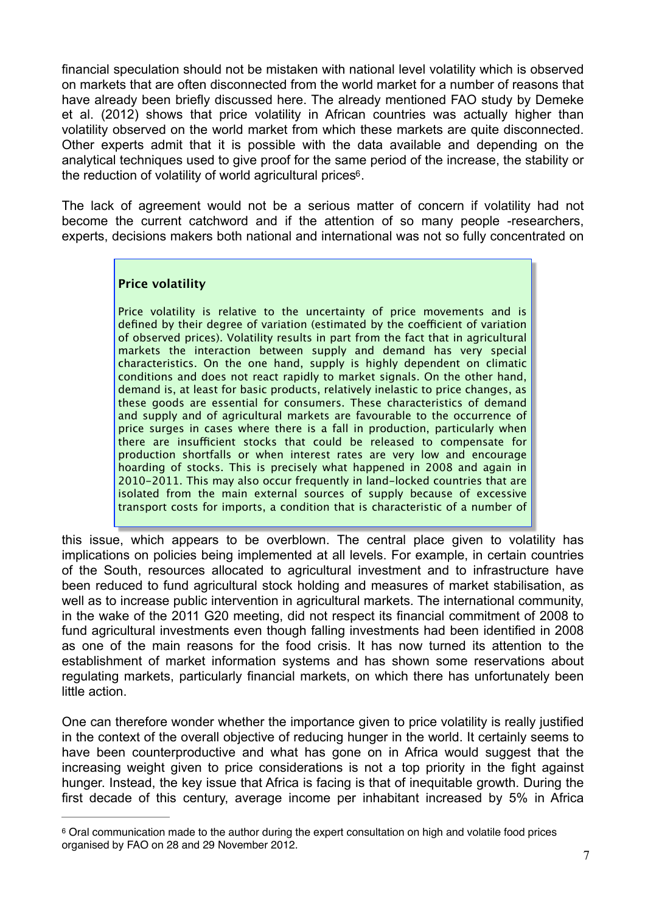financial speculation should not be mistaken with national level volatility which is observed on markets that are often disconnected from the world market for a number of reasons that have already been briefly discussed here. The already mentioned FAO study by Demeke et al. (2012) shows that price volatility in African countries was actually higher than volatility observed on the world market from which these markets are quite disconnected. Other experts admit that it is possible with the data available and depending on the analytical techniques used to give proof for the same period of the increase, the stability or the reduction of volatility of world agricultural prices[6].

The lack of agreement would not be a serious matter of concern if volatility had not become the current catchword and if the attention of so many people -researchers, experts, decisions makers both national and international was not so fully concentrated on this issue, which appears to be overblown. The central place given to volatility has implications on policies being implemented at all levels. For example, in certain countries of the South, resources allocated to agricultural investment and to infrastructure have been reduced to fund agricultural stock holding and measures of market stabilisation, as well as to increase public intervention in agricultural markets. The international community, in the wake of the 2011 G20 meeting, did not respect its financial commitment of 2008 to fund agricultural investments even though falling investments had been identified in 2008 as one of the main reasons for the food crisis. It has now turned its attention to the establishment of market information systems and has shown some reservations about regulating markets, particularly financial markets, on which there has unfortunately been little action.

> **Price volatility**
>
> Price volatility is relative to the uncertainty of price movements and is defined by their degree of variation (estimated by the coefficient of variation of observed prices). Volatility results in part from the fact that in agricultural markets the interaction between supply and demand has very special characteristics. On the one hand, supply is highly dependent on climatic conditions and does not react rapidly to market signals. On the other hand, demand is, at least for basic products, relatively inelastic to price changes, as these goods are essential for consumers. These characteristics of demand and supply and of agricultural markets are favourable to the occurrence of price surges in cases where there is a fall in production, particularly when there are insufficient stocks that could be released to compensate for production shortfalls or when interest rates are very low and encourage hoarding of stocks. This is precisely what happened in 2008 and again in 2010-2011. This may also occur frequently in land-locked countries that are isolated from the main external sources of supply because of excessive transport costs for imports, a condition that is characteristic of a number of

One can therefore wonder whether the importance given to price volatility is really justified in the context of the overall objective of reducing hunger in the world. It certainly seems to have been counterproductive and what has gone on in Africa would suggest that the increasing weight given to price considerations is not a top priority in the fight against hunger. Instead, the key issue that Africa is facing is that of inequitable growth. During the first decade of this century, average income per inhabitant increased by 5% in Africa

---

[6] Oral communication made to the author during the expert consultation on high and volatile food prices organised by FAO on 28 and 29 November 2012.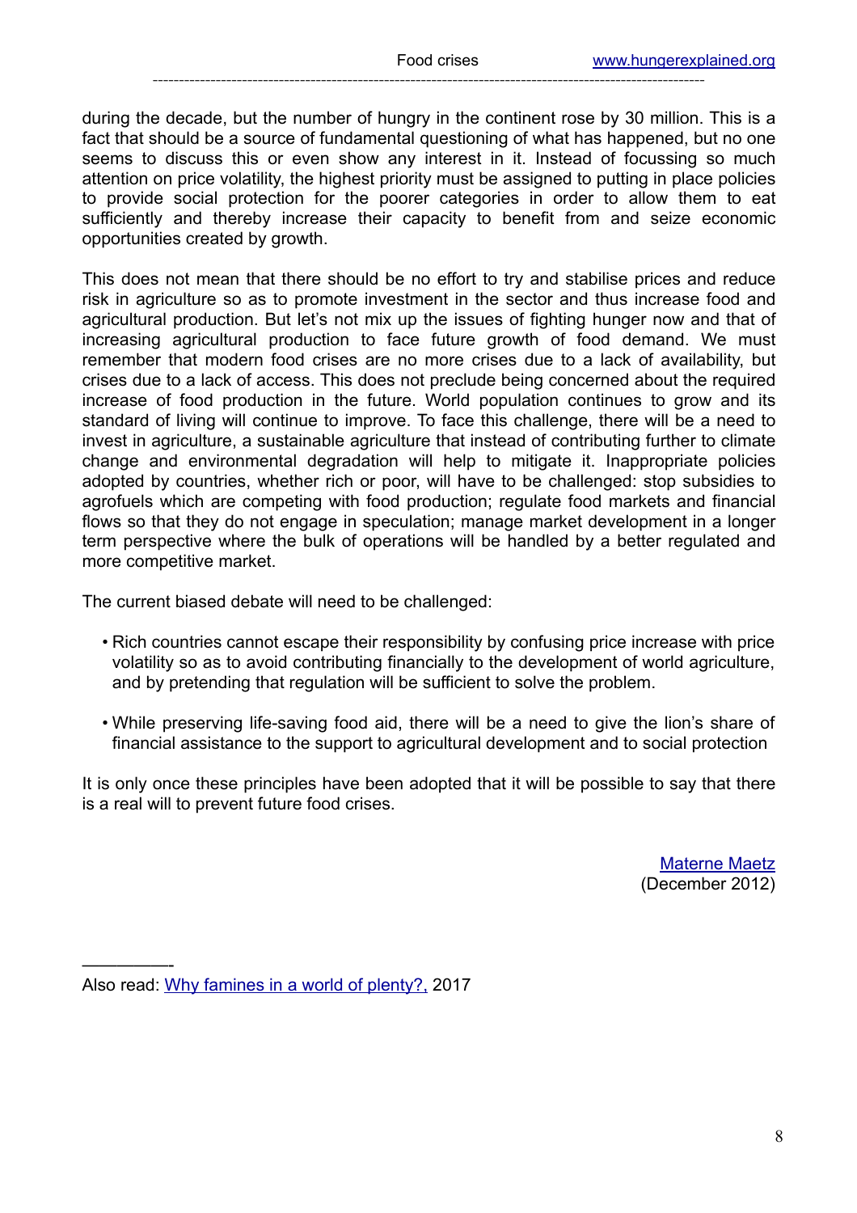during the decade, but the number of hungry in the continent rose by 30 million. This is a fact that should be a source of fundamental questioning of what has happened, but no one seems to discuss this or even show any interest in it. Instead of focussing so much attention on price volatility, the highest priority must be assigned to putting in place policies to provide social protection for the poorer categories in order to allow them to eat sufficiently and thereby increase their capacity to benefit from and seize economic opportunities created by growth.

This does not mean that there should be no effort to try and stabilise prices and reduce risk in agriculture so as to promote investment in the sector and thus increase food and agricultural production. But let's not mix up the issues of fighting hunger now and that of increasing agricultural production to face future growth of food demand. We must remember that modern food crises are no more crises due to a lack of availability, but crises due to a lack of access. This does not preclude being concerned about the required increase of food production in the future. World population continues to grow and its standard of living will continue to improve. To face this challenge, there will be a need to invest in agriculture, a sustainable agriculture that instead of contributing further to climate change and environmental degradation will help to mitigate it. Inappropriate policies adopted by countries, whether rich or poor, will have to be challenged: stop subsidies to agrofuels which are competing with food production; regulate food markets and financial flows so that they do not engage in speculation; manage market development in a longer term perspective where the bulk of operations will be handled by a better regulated and more competitive market.

The current biased debate will need to be challenged:

- Rich countries cannot escape their responsibility by confusing price increase with price volatility so as to avoid contributing financially to the development of world agriculture, and by pretending that regulation will be sufficient to solve the problem.
- While preserving life-saving food aid, there will be a need to give the lion's share of financial assistance to the support to agricultural development and to social protection

It is only once these principles have been adopted that it will be possible to say that there is a real will to prevent future food crises.

Materne Maetz
(December 2012)

---

Also read: Why famines in a world of plenty?, 2017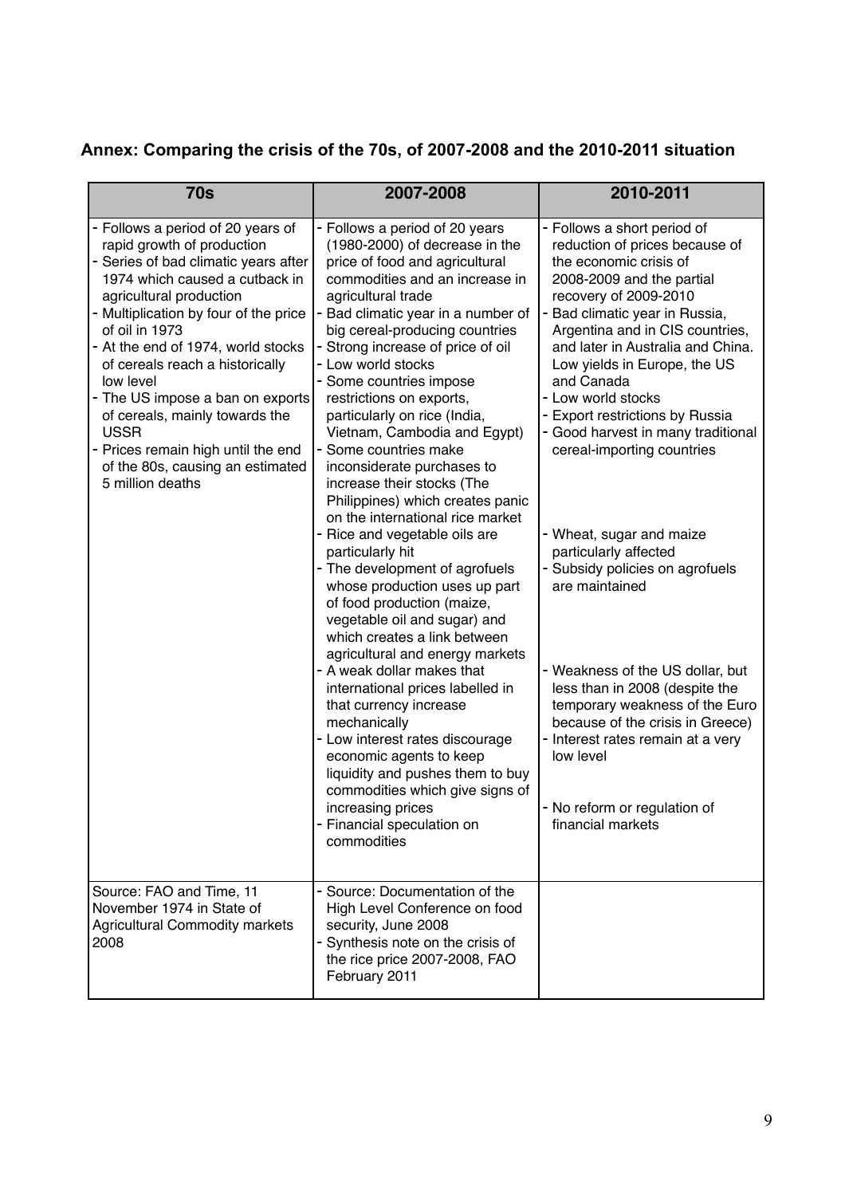## Annex: Comparing the crisis of the 70s, of 2007-2008 and the 2010-2011 situation

| 70s | 2007-2008 | 2010-2011 |
|---|---|---|
| - Follows a period of 20 years of rapid growth of production<br>- Series of bad climatic years after 1974 which caused a cutback in agricultural production<br>- Multiplication by four of the price of oil in 1973<br>- At the end of 1974, world stocks of cereals reach a historically low level<br>- The US impose a ban on exports of cereals, mainly towards the USSR<br>- Prices remain high until the end of the 80s, causing an estimated 5 million deaths | - Follows a period of 20 years (1980-2000) of decrease in the price of food and agricultural commodities and an increase in agricultural trade<br>- Bad climatic year in a number of big cereal-producing countries<br>- Strong increase of price of oil<br>- Low world stocks<br>- Some countries impose restrictions on exports, particularly on rice (India, Vietnam, Cambodia and Egypt)<br>- Some countries make inconsiderate purchases to increase their stocks (The Philippines) which creates panic on the international rice market<br>- Rice and vegetable oils are particularly hit<br>- The development of agrofuels whose production uses up part of food production (maize, vegetable oil and sugar) and which creates a link between agricultural and energy markets<br>- A weak dollar makes that international prices labelled in that currency increase mechanically<br>- Low interest rates discourage economic agents to keep liquidity and pushes them to buy commodities which give signs of increasing prices<br>- Financial speculation on commodities | - Follows a short period of reduction of prices because of the economic crisis of 2008-2009 and the partial recovery of 2009-2010<br>- Bad climatic year in Russia, Argentina and in CIS countries, and later in Australia and China. Low yields in Europe, the US and Canada<br>- Low world stocks<br>- Export restrictions by Russia<br>- Good harvest in many traditional cereal-importing countries<br>- Wheat, sugar and maize particularly affected<br>- Subsidy policies on agrofuels are maintained<br>- Weakness of the US dollar, but less than in 2008 (despite the temporary weakness of the Euro because of the crisis in Greece)<br>- Interest rates remain at a very low level<br>- No reform or regulation of financial markets |
| Source: FAO and Time, 11 November 1974 in State of Agricultural Commodity markets 2008 | - Source: Documentation of the High Level Conference on food security, June 2008<br>- Synthesis note on the crisis of the rice price 2007-2008, FAO February 2011 | |